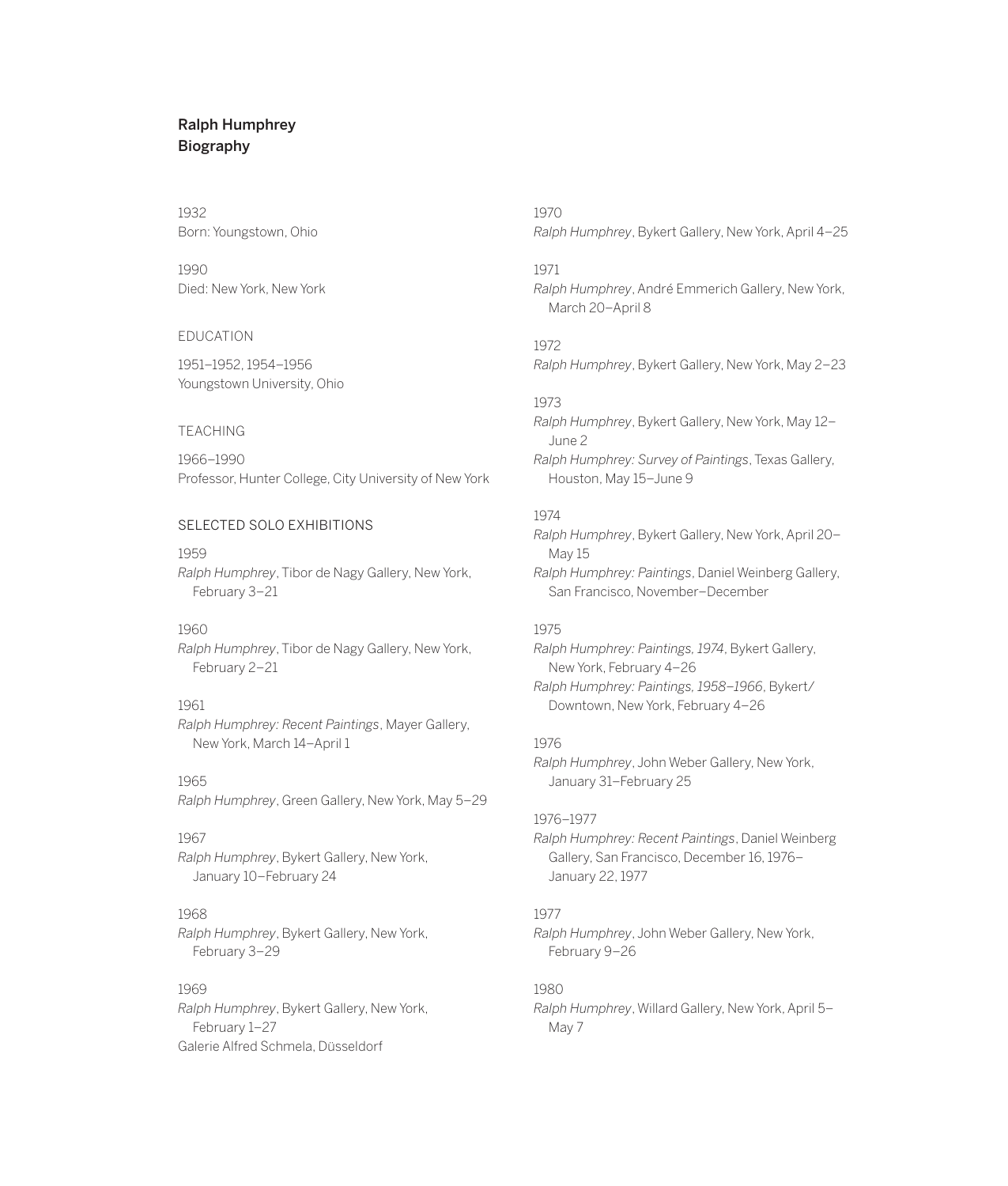# Ralph Humphrey
## Biography

1932
Born: Youngstown, Ohio

1990
Died: New York, New York

### EDUCATION

1951–1952, 1954–1956
Youngstown University, Ohio

### TEACHING

1966–1990
Professor, Hunter College, City University of New York

### SELECTED SOLO EXHIBITIONS

1959
*Ralph Humphrey*, Tibor de Nagy Gallery, New York, February 3–21

1960
*Ralph Humphrey*, Tibor de Nagy Gallery, New York, February 2–21

1961
*Ralph Humphrey: Recent Paintings*, Mayer Gallery, New York, March 14–April 1

1965
*Ralph Humphrey*, Green Gallery, New York, May 5–29

1967
*Ralph Humphrey*, Bykert Gallery, New York, January 10–February 24

1968
*Ralph Humphrey*, Bykert Gallery, New York, February 3–29

1969
*Ralph Humphrey*, Bykert Gallery, New York, February 1–27
Galerie Alfred Schmela, Düsseldorf

1970
*Ralph Humphrey*, Bykert Gallery, New York, April 4–25

1971
*Ralph Humphrey*, André Emmerich Gallery, New York, March 20–April 8

1972
*Ralph Humphrey*, Bykert Gallery, New York, May 2–23

1973
*Ralph Humphrey*, Bykert Gallery, New York, May 12–June 2
*Ralph Humphrey: Survey of Paintings*, Texas Gallery, Houston, May 15–June 9

1974
*Ralph Humphrey*, Bykert Gallery, New York, April 20–May 15
*Ralph Humphrey: Paintings*, Daniel Weinberg Gallery, San Francisco, November–December

1975
*Ralph Humphrey: Paintings, 1974*, Bykert Gallery, New York, February 4–26
*Ralph Humphrey: Paintings, 1958–1966*, Bykert/Downtown, New York, February 4–26

1976
*Ralph Humphrey*, John Weber Gallery, New York, January 31–February 25

1976–1977
*Ralph Humphrey: Recent Paintings*, Daniel Weinberg Gallery, San Francisco, December 16, 1976–January 22, 1977

1977
*Ralph Humphrey*, John Weber Gallery, New York, February 9–26

1980
*Ralph Humphrey*, Willard Gallery, New York, April 5–May 7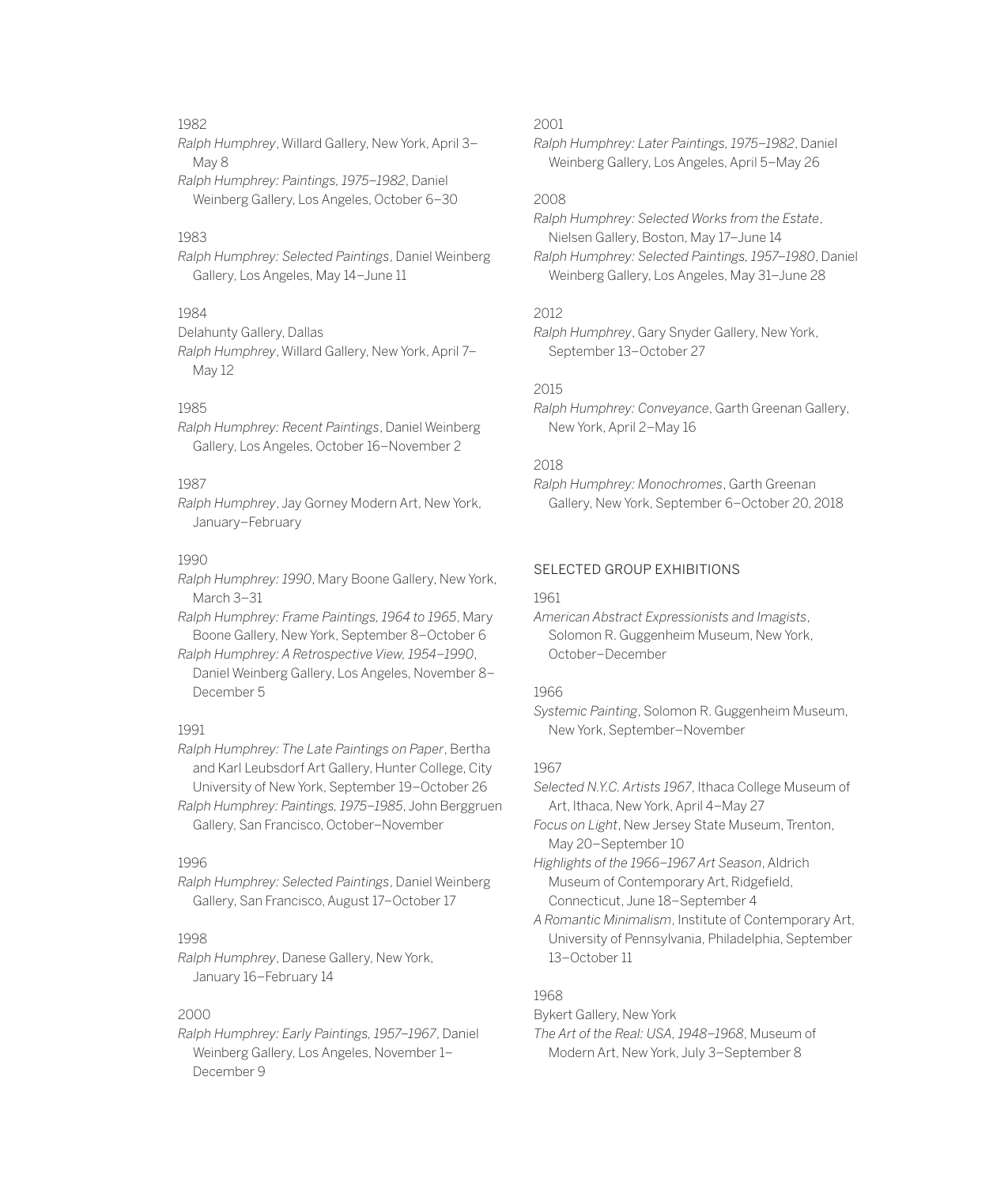1982

*Ralph Humphrey*, Willard Gallery, New York, April 3–May 8

*Ralph Humphrey: Paintings, 1975–1982*, Daniel Weinberg Gallery, Los Angeles, October 6–30

1983

*Ralph Humphrey: Selected Paintings*, Daniel Weinberg Gallery, Los Angeles, May 14–June 11

1984

Delahunty Gallery, Dallas

*Ralph Humphrey*, Willard Gallery, New York, April 7–May 12

1985

*Ralph Humphrey: Recent Paintings*, Daniel Weinberg Gallery, Los Angeles, October 16–November 2

1987

*Ralph Humphrey*, Jay Gorney Modern Art, New York, January–February

1990

*Ralph Humphrey: 1990*, Mary Boone Gallery, New York, March 3–31

*Ralph Humphrey: Frame Paintings, 1964 to 1965*, Mary Boone Gallery, New York, September 8–October 6

*Ralph Humphrey: A Retrospective View, 1954–1990*, Daniel Weinberg Gallery, Los Angeles, November 8–December 5

1991

*Ralph Humphrey: The Late Paintings on Paper*, Bertha and Karl Leubsdorf Art Gallery, Hunter College, City University of New York, September 19–October 26

*Ralph Humphrey: Paintings, 1975–1985*, John Berggruen Gallery, San Francisco, October–November

1996

*Ralph Humphrey: Selected Paintings*, Daniel Weinberg Gallery, San Francisco, August 17–October 17

1998

*Ralph Humphrey*, Danese Gallery, New York, January 16–February 14

2000

*Ralph Humphrey: Early Paintings, 1957–1967*, Daniel Weinberg Gallery, Los Angeles, November 1–December 9

2001

*Ralph Humphrey: Later Paintings, 1975–1982*, Daniel Weinberg Gallery, Los Angeles, April 5–May 26

2008

*Ralph Humphrey: Selected Works from the Estate*, Nielsen Gallery, Boston, May 17–June 14

*Ralph Humphrey: Selected Paintings, 1957–1980*, Daniel Weinberg Gallery, Los Angeles, May 31–June 28

2012

*Ralph Humphrey*, Gary Snyder Gallery, New York, September 13–October 27

2015

*Ralph Humphrey: Conveyance*, Garth Greenan Gallery, New York, April 2–May 16

2018

*Ralph Humphrey: Monochromes*, Garth Greenan Gallery, New York, September 6–October 20, 2018

## SELECTED GROUP EXHIBITIONS

1961

*American Abstract Expressionists and Imagists*, Solomon R. Guggenheim Museum, New York, October–December

1966

*Systemic Painting*, Solomon R. Guggenheim Museum, New York, September–November

1967

*Selected N.Y.C. Artists 1967*, Ithaca College Museum of Art, Ithaca, New York, April 4–May 27

*Focus on Light*, New Jersey State Museum, Trenton, May 20–September 10

*Highlights of the 1966–1967 Art Season*, Aldrich Museum of Contemporary Art, Ridgefield, Connecticut, June 18–September 4

*A Romantic Minimalism*, Institute of Contemporary Art, University of Pennsylvania, Philadelphia, September 13–October 11

1968

Bykert Gallery, New York

*The Art of the Real: USA, 1948–1968*, Museum of Modern Art, New York, July 3–September 8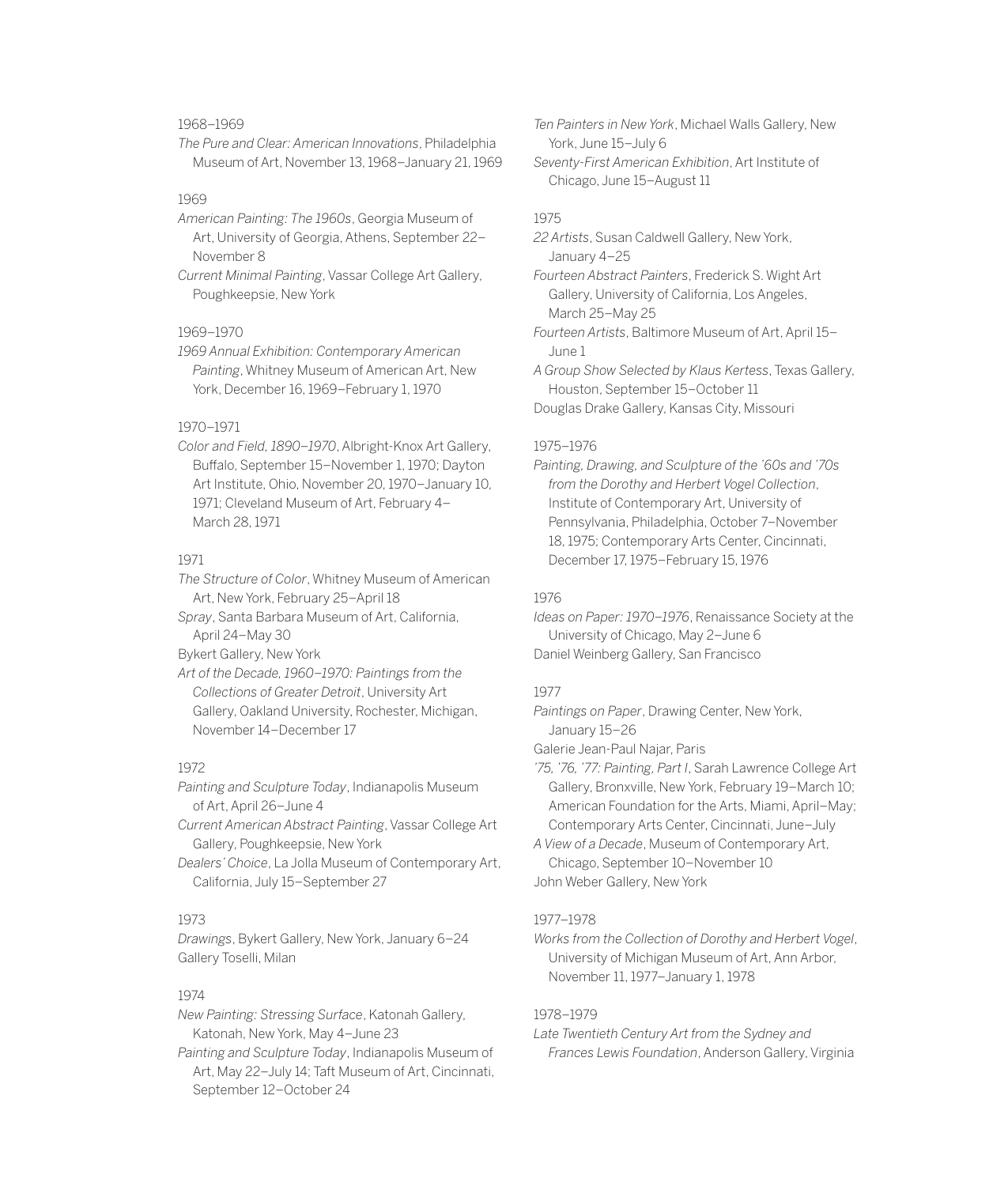1968–1969

*The Pure and Clear: American Innovations*, Philadelphia Museum of Art, November 13, 1968–January 21, 1969

1969

*American Painting: The 1960s*, Georgia Museum of Art, University of Georgia, Athens, September 22–November 8

*Current Minimal Painting*, Vassar College Art Gallery, Poughkeepsie, New York

1969–1970

*1969 Annual Exhibition: Contemporary American Painting*, Whitney Museum of American Art, New York, December 16, 1969–February 1, 1970

1970–1971

*Color and Field, 1890–1970*, Albright-Knox Art Gallery, Buffalo, September 15–November 1, 1970; Dayton Art Institute, Ohio, November 20, 1970–January 10, 1971; Cleveland Museum of Art, February 4–March 28, 1971

1971

*The Structure of Color*, Whitney Museum of American Art, New York, February 25–April 18

*Spray*, Santa Barbara Museum of Art, California, April 24–May 30

Bykert Gallery, New York

*Art of the Decade, 1960–1970: Paintings from the Collections of Greater Detroit*, University Art Gallery, Oakland University, Rochester, Michigan, November 14–December 17

1972

*Painting and Sculpture Today*, Indianapolis Museum of Art, April 26–June 4

*Current American Abstract Painting*, Vassar College Art Gallery, Poughkeepsie, New York

*Dealers' Choice*, La Jolla Museum of Contemporary Art, California, July 15–September 27

1973

*Drawings*, Bykert Gallery, New York, January 6–24

Gallery Toselli, Milan

1974

*New Painting: Stressing Surface*, Katonah Gallery, Katonah, New York, May 4–June 23

*Painting and Sculpture Today*, Indianapolis Museum of Art, May 22–July 14; Taft Museum of Art, Cincinnati, September 12–October 24

*Ten Painters in New York*, Michael Walls Gallery, New York, June 15–July 6

*Seventy-First American Exhibition*, Art Institute of Chicago, June 15–August 11

1975

*22 Artists*, Susan Caldwell Gallery, New York, January 4–25

*Fourteen Abstract Painters*, Frederick S. Wight Art Gallery, University of California, Los Angeles, March 25–May 25

*Fourteen Artists*, Baltimore Museum of Art, April 15–June 1

*A Group Show Selected by Klaus Kertess*, Texas Gallery, Houston, September 15–October 11

Douglas Drake Gallery, Kansas City, Missouri

1975–1976

*Painting, Drawing, and Sculpture of the '60s and '70s from the Dorothy and Herbert Vogel Collection*, Institute of Contemporary Art, University of Pennsylvania, Philadelphia, October 7–November 18, 1975; Contemporary Arts Center, Cincinnati, December 17, 1975–February 15, 1976

1976

*Ideas on Paper: 1970–1976*, Renaissance Society at the University of Chicago, May 2–June 6

Daniel Weinberg Gallery, San Francisco

1977

*Paintings on Paper*, Drawing Center, New York, January 15–26

Galerie Jean-Paul Najar, Paris

*'75, '76, '77: Painting, Part I*, Sarah Lawrence College Art Gallery, Bronxville, New York, February 19–March 10; American Foundation for the Arts, Miami, April–May; Contemporary Arts Center, Cincinnati, June–July

*A View of a Decade*, Museum of Contemporary Art, Chicago, September 10–November 10

John Weber Gallery, New York

1977–1978

*Works from the Collection of Dorothy and Herbert Vogel*, University of Michigan Museum of Art, Ann Arbor, November 11, 1977–January 1, 1978

1978–1979

*Late Twentieth Century Art from the Sydney and Frances Lewis Foundation*, Anderson Gallery, Virginia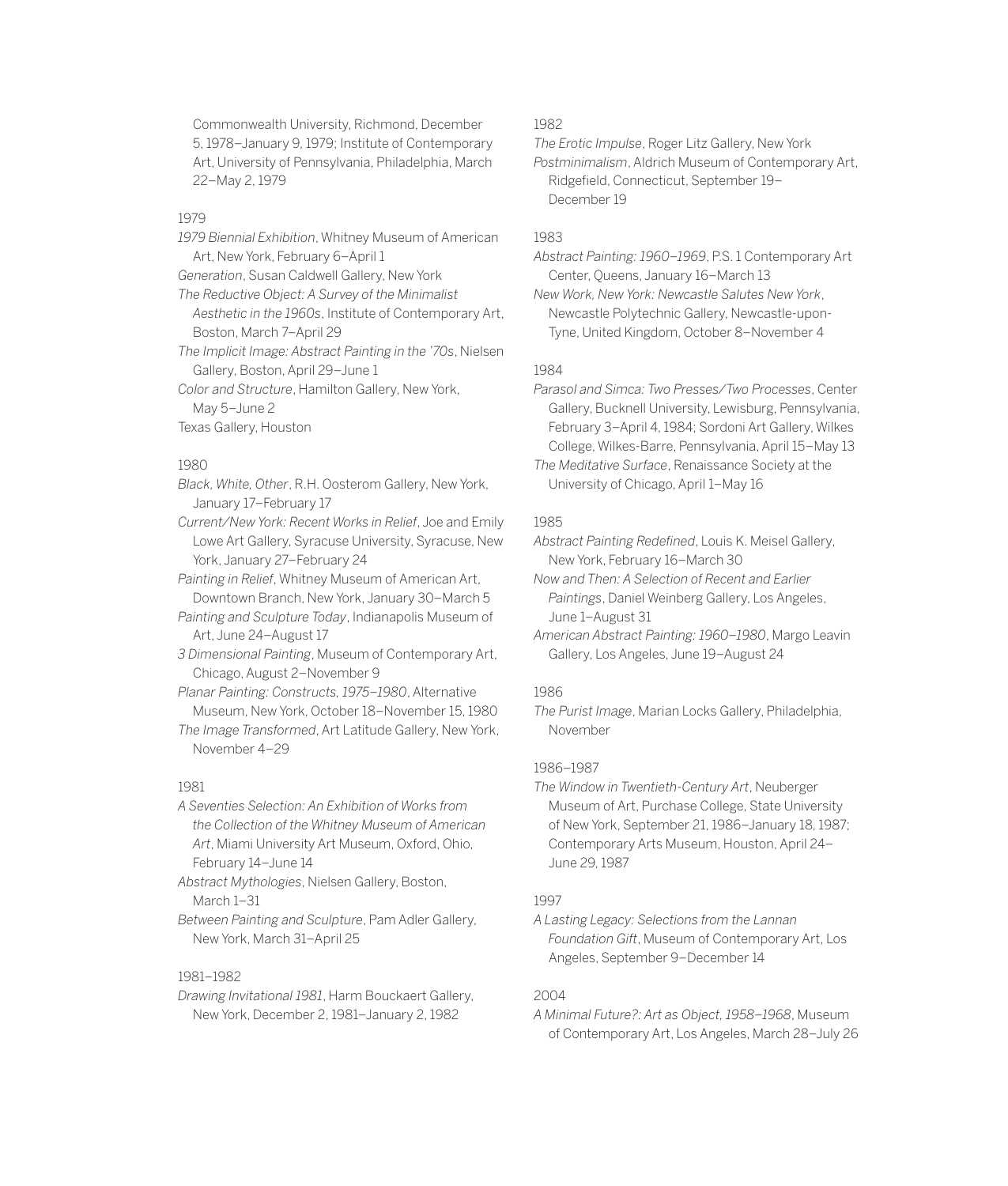Commonwealth University, Richmond, December 5, 1978–January 9, 1979; Institute of Contemporary Art, University of Pennsylvania, Philadelphia, March 22–May 2, 1979

1979

*1979 Biennial Exhibition*, Whitney Museum of American Art, New York, February 6–April 1

*Generation*, Susan Caldwell Gallery, New York

*The Reductive Object: A Survey of the Minimalist Aesthetic in the 1960s*, Institute of Contemporary Art, Boston, March 7–April 29

*The Implicit Image: Abstract Painting in the '70s*, Nielsen Gallery, Boston, April 29–June 1

*Color and Structure*, Hamilton Gallery, New York, May 5–June 2

Texas Gallery, Houston

1980

*Black, White, Other*, R.H. Oosterom Gallery, New York, January 17–February 17

*Current/New York: Recent Works in Relief*, Joe and Emily Lowe Art Gallery, Syracuse University, Syracuse, New York, January 27–February 24

*Painting in Relief*, Whitney Museum of American Art, Downtown Branch, New York, January 30–March 5

*Painting and Sculpture Today*, Indianapolis Museum of Art, June 24–August 17

*3 Dimensional Painting*, Museum of Contemporary Art, Chicago, August 2–November 9

*Planar Painting: Constructs, 1975–1980*, Alternative Museum, New York, October 18–November 15, 1980

*The Image Transformed*, Art Latitude Gallery, New York, November 4–29

1981

*A Seventies Selection: An Exhibition of Works from the Collection of the Whitney Museum of American Art*, Miami University Art Museum, Oxford, Ohio, February 14–June 14

*Abstract Mythologies*, Nielsen Gallery, Boston, March 1–31

*Between Painting and Sculpture*, Pam Adler Gallery, New York, March 31–April 25

1981–1982

*Drawing Invitational 1981*, Harm Bouckaert Gallery, New York, December 2, 1981–January 2, 1982

1982

*The Erotic Impulse*, Roger Litz Gallery, New York

*Postminimalism*, Aldrich Museum of Contemporary Art, Ridgefield, Connecticut, September 19–December 19

1983

*Abstract Painting: 1960–1969*, P.S. 1 Contemporary Art Center, Queens, January 16–March 13

*New Work, New York: Newcastle Salutes New York*, Newcastle Polytechnic Gallery, Newcastle-upon-Tyne, United Kingdom, October 8–November 4

1984

*Parasol and Simca: Two Presses/Two Processes*, Center Gallery, Bucknell University, Lewisburg, Pennsylvania, February 3–April 4, 1984; Sordoni Art Gallery, Wilkes College, Wilkes-Barre, Pennsylvania, April 15–May 13

*The Meditative Surface*, Renaissance Society at the University of Chicago, April 1–May 16

1985

*Abstract Painting Redefined*, Louis K. Meisel Gallery, New York, February 16–March 30

*Now and Then: A Selection of Recent and Earlier Paintings*, Daniel Weinberg Gallery, Los Angeles, June 1–August 31

*American Abstract Painting: 1960–1980*, Margo Leavin Gallery, Los Angeles, June 19–August 24

1986

*The Purist Image*, Marian Locks Gallery, Philadelphia, November

1986–1987

*The Window in Twentieth-Century Art*, Neuberger Museum of Art, Purchase College, State University of New York, September 21, 1986–January 18, 1987; Contemporary Arts Museum, Houston, April 24–June 29, 1987

1997

*A Lasting Legacy: Selections from the Lannan Foundation Gift*, Museum of Contemporary Art, Los Angeles, September 9–December 14

2004

*A Minimal Future?: Art as Object, 1958–1968*, Museum of Contemporary Art, Los Angeles, March 28–July 26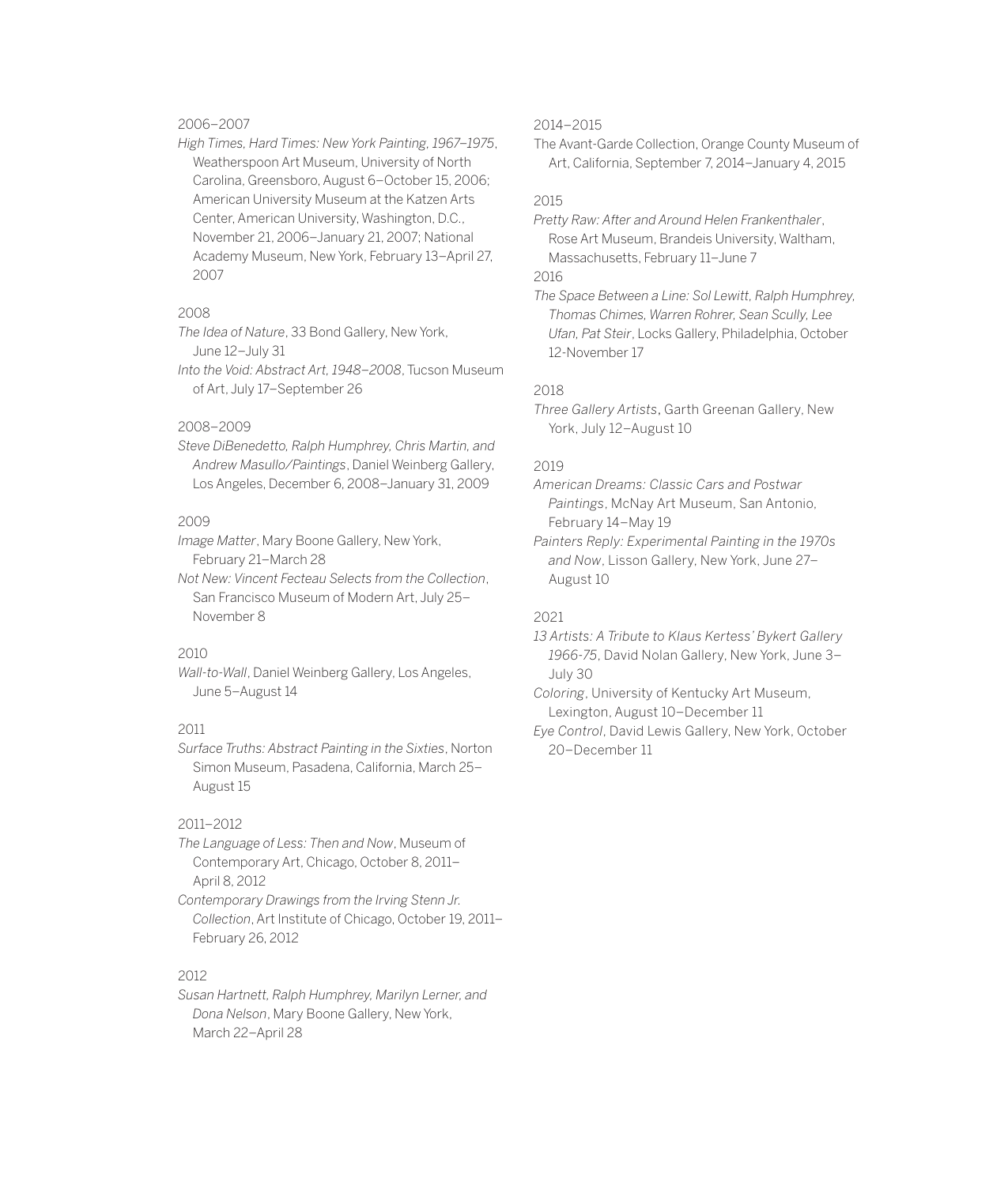2006–2007

*High Times, Hard Times: New York Painting, 1967–1975*, Weatherspoon Art Museum, University of North Carolina, Greensboro, August 6–October 15, 2006; American University Museum at the Katzen Arts Center, American University, Washington, D.C., November 21, 2006–January 21, 2007; National Academy Museum, New York, February 13–April 27, 2007

2008

*The Idea of Nature*, 33 Bond Gallery, New York, June 12–July 31

*Into the Void: Abstract Art, 1948–2008*, Tucson Museum of Art, July 17–September 26

2008–2009

*Steve DiBenedetto, Ralph Humphrey, Chris Martin, and Andrew Masullo/Paintings*, Daniel Weinberg Gallery, Los Angeles, December 6, 2008–January 31, 2009

2009

*Image Matter*, Mary Boone Gallery, New York, February 21–March 28

*Not New: Vincent Fecteau Selects from the Collection*, San Francisco Museum of Modern Art, July 25–November 8

2010

*Wall-to-Wall*, Daniel Weinberg Gallery, Los Angeles, June 5–August 14

2011

*Surface Truths: Abstract Painting in the Sixties*, Norton Simon Museum, Pasadena, California, March 25–August 15

2011–2012

*The Language of Less: Then and Now*, Museum of Contemporary Art, Chicago, October 8, 2011–April 8, 2012

*Contemporary Drawings from the Irving Stenn Jr. Collection*, Art Institute of Chicago, October 19, 2011–February 26, 2012

2012

*Susan Hartnett, Ralph Humphrey, Marilyn Lerner, and Dona Nelson*, Mary Boone Gallery, New York, March 22–April 28

2014–2015

The Avant-Garde Collection, Orange County Museum of Art, California, September 7, 2014–January 4, 2015

2015

*Pretty Raw: After and Around Helen Frankenthaler*, Rose Art Museum, Brandeis University, Waltham, Massachusetts, February 11–June 7

2016

*The Space Between a Line: Sol Lewitt, Ralph Humphrey, Thomas Chimes, Warren Rohrer, Sean Scully, Lee Ufan, Pat Steir*, Locks Gallery, Philadelphia, October 12-November 17

2018

*Three Gallery Artists*, Garth Greenan Gallery, New York, July 12–August 10

2019

*American Dreams: Classic Cars and Postwar Paintings*, McNay Art Museum, San Antonio, February 14–May 19

*Painters Reply: Experimental Painting in the 1970s and Now*, Lisson Gallery, New York, June 27–August 10

2021

*13 Artists: A Tribute to Klaus Kertess' Bykert Gallery 1966-75*, David Nolan Gallery, New York, June 3–July 30

*Coloring*, University of Kentucky Art Museum, Lexington, August 10–December 11

*Eye Control*, David Lewis Gallery, New York, October 20–December 11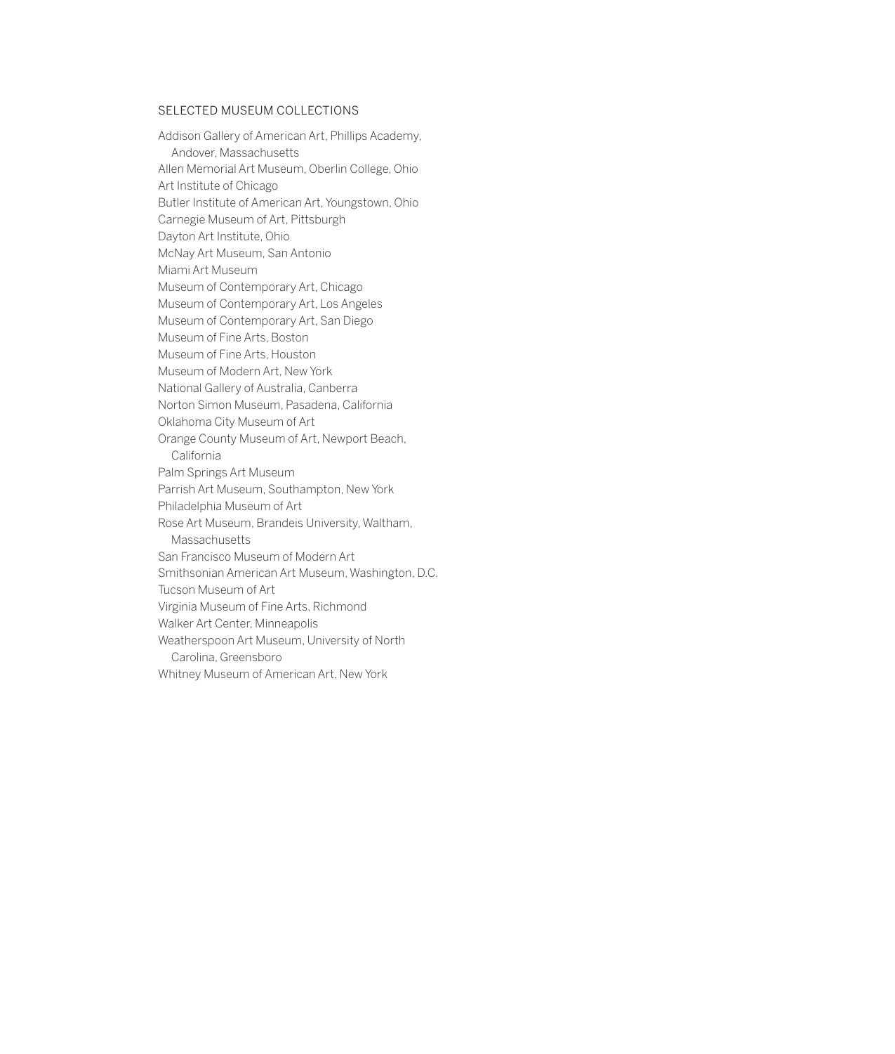## SELECTED MUSEUM COLLECTIONS

Addison Gallery of American Art, Phillips Academy, Andover, Massachusetts
Allen Memorial Art Museum, Oberlin College, Ohio
Art Institute of Chicago
Butler Institute of American Art, Youngstown, Ohio
Carnegie Museum of Art, Pittsburgh
Dayton Art Institute, Ohio
McNay Art Museum, San Antonio
Miami Art Museum
Museum of Contemporary Art, Chicago
Museum of Contemporary Art, Los Angeles
Museum of Contemporary Art, San Diego
Museum of Fine Arts, Boston
Museum of Fine Arts, Houston
Museum of Modern Art, New York
National Gallery of Australia, Canberra
Norton Simon Museum, Pasadena, California
Oklahoma City Museum of Art
Orange County Museum of Art, Newport Beach, California
Palm Springs Art Museum
Parrish Art Museum, Southampton, New York
Philadelphia Museum of Art
Rose Art Museum, Brandeis University, Waltham, Massachusetts
San Francisco Museum of Modern Art
Smithsonian American Art Museum, Washington, D.C.
Tucson Museum of Art
Virginia Museum of Fine Arts, Richmond
Walker Art Center, Minneapolis
Weatherspoon Art Museum, University of North Carolina, Greensboro
Whitney Museum of American Art, New York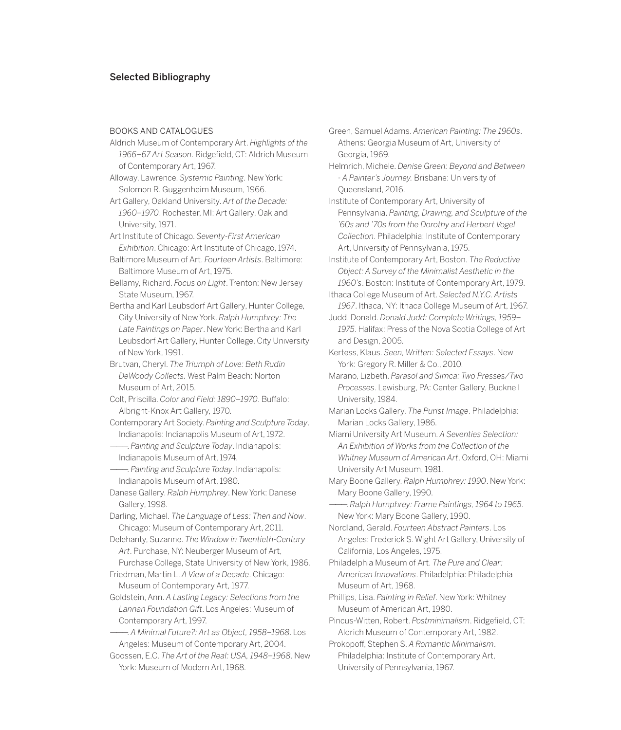## Selected Bibliography

BOOKS AND CATALOGUES

Aldrich Museum of Contemporary Art. *Highlights of the 1966–67 Art Season*. Ridgefield, CT: Aldrich Museum of Contemporary Art, 1967.

Alloway, Lawrence. *Systemic Painting*. New York: Solomon R. Guggenheim Museum, 1966.

Art Gallery, Oakland University. *Art of the Decade: 1960–1970*. Rochester, MI: Art Gallery, Oakland University, 1971.

Art Institute of Chicago. *Seventy-First American Exhibition*. Chicago: Art Institute of Chicago, 1974.

Baltimore Museum of Art. *Fourteen Artists*. Baltimore: Baltimore Museum of Art, 1975.

Bellamy, Richard. *Focus on Light*. Trenton: New Jersey State Museum, 1967.

Bertha and Karl Leubsdorf Art Gallery, Hunter College, City University of New York. *Ralph Humphrey: The Late Paintings on Paper*. New York: Bertha and Karl Leubsdorf Art Gallery, Hunter College, City University of New York, 1991.

Brutvan, Cheryl. *The Triumph of Love: Beth Rudin DeWoody Collects.* West Palm Beach: Norton Museum of Art, 2015.

Colt, Priscilla. *Color and Field: 1890–1970*. Buffalo: Albright-Knox Art Gallery, 1970.

Contemporary Art Society. *Painting and Sculpture Today*. Indianapolis: Indianapolis Museum of Art, 1972.

———. *Painting and Sculpture Today*. Indianapolis: Indianapolis Museum of Art, 1974.

———. *Painting and Sculpture Today*. Indianapolis: Indianapolis Museum of Art, 1980.

Danese Gallery. *Ralph Humphrey*. New York: Danese Gallery, 1998.

Darling, Michael. *The Language of Less: Then and Now*. Chicago: Museum of Contemporary Art, 2011.

Delehanty, Suzanne. *The Window in Twentieth-Century Art*. Purchase, NY: Neuberger Museum of Art, Purchase College, State University of New York, 1986.

Friedman, Martin L. *A View of a Decade*. Chicago: Museum of Contemporary Art, 1977.

Goldstein, Ann. *A Lasting Legacy: Selections from the Lannan Foundation Gift*. Los Angeles: Museum of Contemporary Art, 1997.

———. *A Minimal Future?: Art as Object, 1958–1968*. Los Angeles: Museum of Contemporary Art, 2004.

Goossen, E.C. *The Art of the Real: USA, 1948–1968*. New York: Museum of Modern Art, 1968.

Green, Samuel Adams. *American Painting: The 1960s*. Athens: Georgia Museum of Art, University of Georgia, 1969.

Helmrich, Michele. *Denise Green: Beyond and Between - A Painter's Journey.* Brisbane: University of Queensland, 2016.

Institute of Contemporary Art, University of Pennsylvania. *Painting, Drawing, and Sculpture of the '60s and '70s from the Dorothy and Herbert Vogel Collection*. Philadelphia: Institute of Contemporary Art, University of Pennsylvania, 1975.

Institute of Contemporary Art, Boston. *The Reductive Object: A Survey of the Minimalist Aesthetic in the 1960's*. Boston: Institute of Contemporary Art, 1979.

Ithaca College Museum of Art. *Selected N.Y.C. Artists 1967*. Ithaca, NY: Ithaca College Museum of Art, 1967.

Judd, Donald. *Donald Judd: Complete Writings, 1959–1975*. Halifax: Press of the Nova Scotia College of Art and Design, 2005.

Kertess, Klaus. *Seen, Written: Selected Essays*. New York: Gregory R. Miller & Co., 2010.

Marano, Lizbeth. *Parasol and Simca: Two Presses/Two Processes*. Lewisburg, PA: Center Gallery, Bucknell University, 1984.

Marian Locks Gallery. *The Purist Image*. Philadelphia: Marian Locks Gallery, 1986.

Miami University Art Museum. *A Seventies Selection: An Exhibition of Works from the Collection of the Whitney Museum of American Art*. Oxford, OH: Miami University Art Museum, 1981.

Mary Boone Gallery. *Ralph Humphrey: 1990*. New York: Mary Boone Gallery, 1990.

———. *Ralph Humphrey: Frame Paintings, 1964 to 1965*. New York: Mary Boone Gallery, 1990.

Nordland, Gerald. *Fourteen Abstract Painters*. Los Angeles: Frederick S. Wight Art Gallery, University of California, Los Angeles, 1975.

Philadelphia Museum of Art. *The Pure and Clear: American Innovations*. Philadelphia: Philadelphia Museum of Art, 1968.

Phillips, Lisa. *Painting in Relief*. New York: Whitney Museum of American Art, 1980.

Pincus-Witten, Robert. *Postminimalism*. Ridgefield, CT: Aldrich Museum of Contemporary Art, 1982.

Prokopoff, Stephen S. *A Romantic Minimalism*. Philadelphia: Institute of Contemporary Art, University of Pennsylvania, 1967.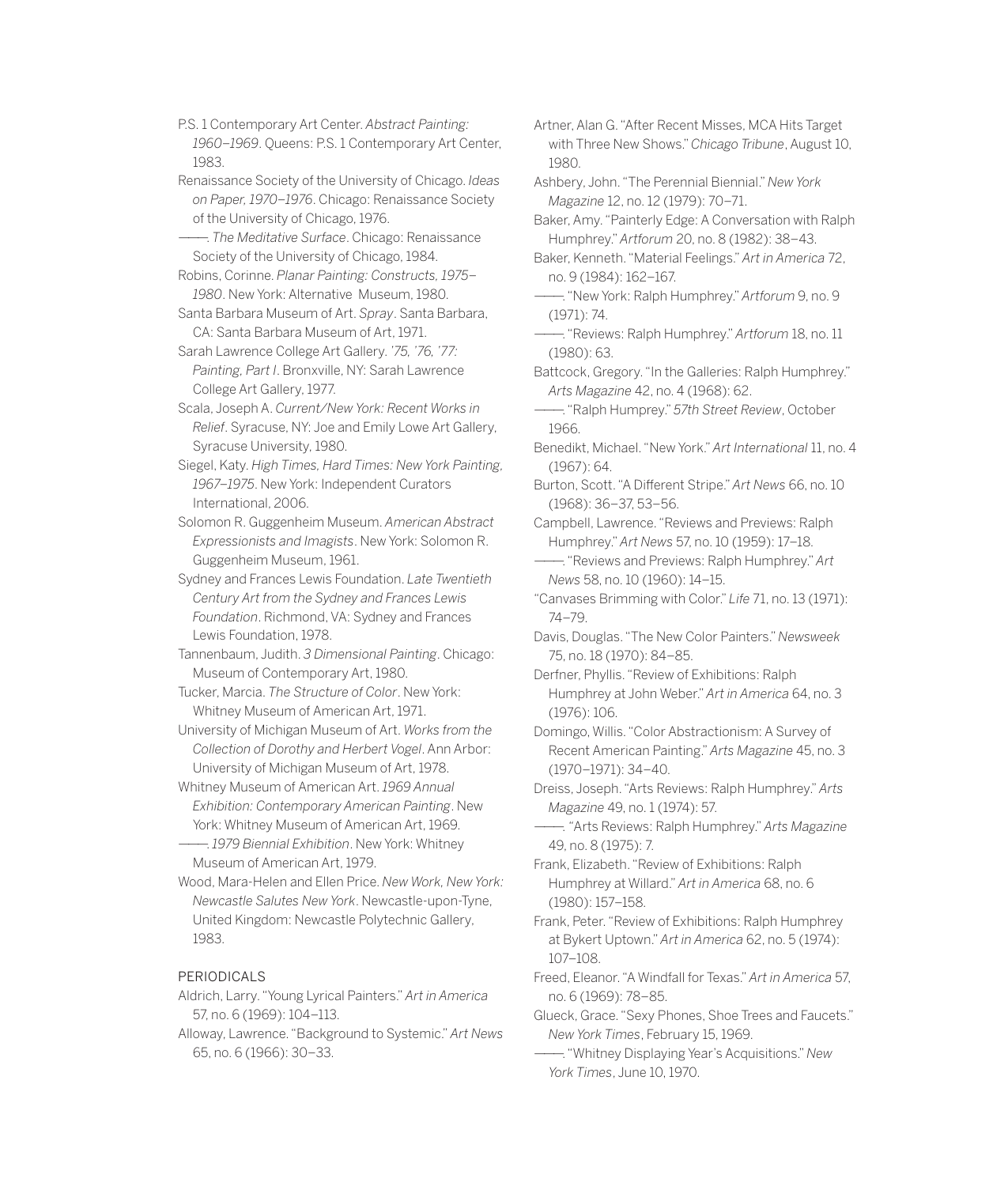P.S. 1 Contemporary Art Center. *Abstract Painting: 1960–1969*. Queens: P.S. 1 Contemporary Art Center, 1983.

Renaissance Society of the University of Chicago. *Ideas on Paper, 1970–1976*. Chicago: Renaissance Society of the University of Chicago, 1976.

———. *The Meditative Surface*. Chicago: Renaissance Society of the University of Chicago, 1984.

Robins, Corinne. *Planar Painting: Constructs, 1975–1980*. New York: Alternative Museum, 1980.

Santa Barbara Museum of Art. *Spray*. Santa Barbara, CA: Santa Barbara Museum of Art, 1971.

Sarah Lawrence College Art Gallery. *'75, '76, '77: Painting, Part I*. Bronxville, NY: Sarah Lawrence College Art Gallery, 1977.

Scala, Joseph A. *Current/New York: Recent Works in Relief*. Syracuse, NY: Joe and Emily Lowe Art Gallery, Syracuse University, 1980.

Siegel, Katy. *High Times, Hard Times: New York Painting, 1967–1975*. New York: Independent Curators International, 2006.

Solomon R. Guggenheim Museum. *American Abstract Expressionists and Imagists*. New York: Solomon R. Guggenheim Museum, 1961.

Sydney and Frances Lewis Foundation. *Late Twentieth Century Art from the Sydney and Frances Lewis Foundation*. Richmond, VA: Sydney and Frances Lewis Foundation, 1978.

Tannenbaum, Judith. *3 Dimensional Painting*. Chicago: Museum of Contemporary Art, 1980.

Tucker, Marcia. *The Structure of Color*. New York: Whitney Museum of American Art, 1971.

University of Michigan Museum of Art. *Works from the Collection of Dorothy and Herbert Vogel*. Ann Arbor: University of Michigan Museum of Art, 1978.

Whitney Museum of American Art. *1969 Annual Exhibition: Contemporary American Painting*. New York: Whitney Museum of American Art, 1969.

———. *1979 Biennial Exhibition*. New York: Whitney Museum of American Art, 1979.

Wood, Mara-Helen and Ellen Price. *New Work, New York: Newcastle Salutes New York*. Newcastle-upon-Tyne, United Kingdom: Newcastle Polytechnic Gallery, 1983.

## PERIODICALS

Aldrich, Larry. "Young Lyrical Painters." *Art in America* 57, no. 6 (1969): 104–113.

Alloway, Lawrence. "Background to Systemic." *Art News* 65, no. 6 (1966): 30–33.

Artner, Alan G. "After Recent Misses, MCA Hits Target with Three New Shows." *Chicago Tribune*, August 10, 1980.

Ashbery, John. "The Perennial Biennial." *New York Magazine* 12, no. 12 (1979): 70–71.

Baker, Amy. "Painterly Edge: A Conversation with Ralph Humphrey." *Artforum* 20, no. 8 (1982): 38–43.

Baker, Kenneth. "Material Feelings." *Art in America* 72, no. 9 (1984): 162–167.

———. "New York: Ralph Humphrey." *Artforum* 9, no. 9 (1971): 74.

———. "Reviews: Ralph Humphrey." *Artforum* 18, no. 11 (1980): 63.

Battcock, Gregory. "In the Galleries: Ralph Humphrey." *Arts Magazine* 42, no. 4 (1968): 62.

———. "Ralph Humprey." *57th Street Review*, October 1966.

Benedikt, Michael. "New York." *Art International* 11, no. 4 (1967): 64.

Burton, Scott. "A Different Stripe." *Art News* 66, no. 10 (1968): 36–37, 53–56.

Campbell, Lawrence. "Reviews and Previews: Ralph Humphrey." *Art News* 57, no. 10 (1959): 17–18.

———. "Reviews and Previews: Ralph Humphrey." *Art News* 58, no. 10 (1960): 14–15.

"Canvases Brimming with Color." *Life* 71, no. 13 (1971): 74–79.

Davis, Douglas. "The New Color Painters." *Newsweek* 75, no. 18 (1970): 84–85.

Derfner, Phyllis. "Review of Exhibitions: Ralph Humphrey at John Weber." *Art in America* 64, no. 3 (1976): 106.

Domingo, Willis. "Color Abstractionism: A Survey of Recent American Painting." *Arts Magazine* 45, no. 3 (1970–1971): 34–40.

Dreiss, Joseph. "Arts Reviews: Ralph Humphrey." *Arts Magazine* 49, no. 1 (1974): 57.

———. "Arts Reviews: Ralph Humphrey." *Arts Magazine* 49, no. 8 (1975): 7.

Frank, Elizabeth. "Review of Exhibitions: Ralph Humphrey at Willard." *Art in America* 68, no. 6 (1980): 157–158.

Frank, Peter. "Review of Exhibitions: Ralph Humphrey at Bykert Uptown." *Art in America* 62, no. 5 (1974): 107–108.

Freed, Eleanor. "A Windfall for Texas." *Art in America* 57, no. 6 (1969): 78–85.

Glueck, Grace. "Sexy Phones, Shoe Trees and Faucets." *New York Times*, February 15, 1969.

———. "Whitney Displaying Year's Acquisitions." *New York Times*, June 10, 1970.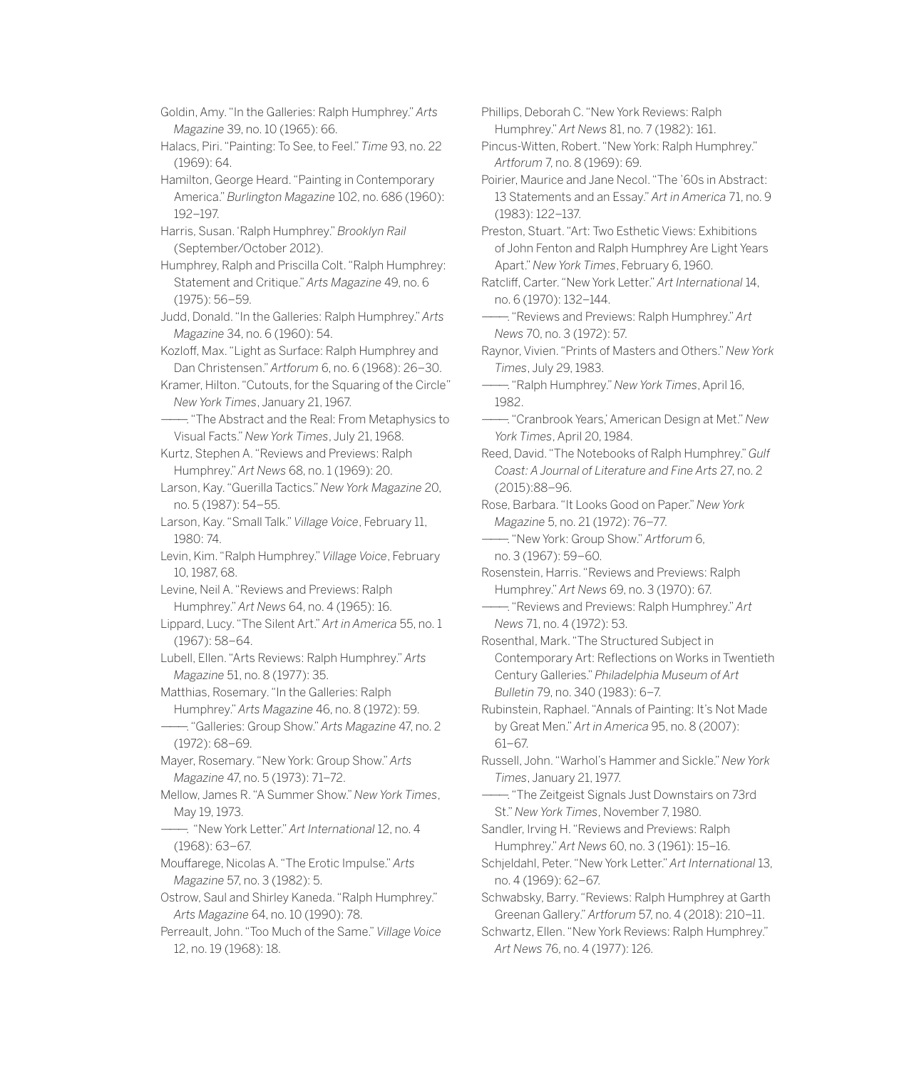Goldin, Amy. "In the Galleries: Ralph Humphrey." *Arts Magazine* 39, no. 10 (1965): 66.

Halacs, Piri. "Painting: To See, to Feel." *Time* 93, no. 22 (1969): 64.

Hamilton, George Heard. "Painting in Contemporary America." *Burlington Magazine* 102, no. 686 (1960): 192–197.

Harris, Susan. 'Ralph Humphrey." *Brooklyn Rail* (September/October 2012).

Humphrey, Ralph and Priscilla Colt. "Ralph Humphrey: Statement and Critique." *Arts Magazine* 49, no. 6 (1975): 56–59.

Judd, Donald. "In the Galleries: Ralph Humphrey." *Arts Magazine* 34, no. 6 (1960): 54.

Kozloff, Max. "Light as Surface: Ralph Humphrey and Dan Christensen." *Artforum* 6, no. 6 (1968): 26–30.

Kramer, Hilton. "Cutouts, for the Squaring of the Circle" *New York Times*, January 21, 1967.

———. "The Abstract and the Real: From Metaphysics to Visual Facts." *New York Times*, July 21, 1968.

Kurtz, Stephen A. "Reviews and Previews: Ralph Humphrey." *Art News* 68, no. 1 (1969): 20.

Larson, Kay. "Guerilla Tactics." *New York Magazine* 20, no. 5 (1987): 54–55.

Larson, Kay. "Small Talk." *Village Voice*, February 11, 1980: 74.

Levin, Kim. "Ralph Humphrey." *Village Voice*, February 10, 1987, 68.

Levine, Neil A. "Reviews and Previews: Ralph Humphrey." *Art News* 64, no. 4 (1965): 16.

Lippard, Lucy. "The Silent Art." *Art in America* 55, no. 1 (1967): 58–64.

Lubell, Ellen. "Arts Reviews: Ralph Humphrey." *Arts Magazine* 51, no. 8 (1977): 35.

Matthias, Rosemary. "In the Galleries: Ralph Humphrey." *Arts Magazine* 46, no. 8 (1972): 59.

———. "Galleries: Group Show." *Arts Magazine* 47, no. 2 (1972): 68–69.

Mayer, Rosemary. "New York: Group Show." *Arts Magazine* 47, no. 5 (1973): 71–72.

Mellow, James R. "A Summer Show." *New York Times*, May 19, 1973.

———. "New York Letter." *Art International* 12, no. 4 (1968): 63–67.

Mouffarege, Nicolas A. "The Erotic Impulse." *Arts Magazine* 57, no. 3 (1982): 5.

Ostrow, Saul and Shirley Kaneda. "Ralph Humphrey." *Arts Magazine* 64, no. 10 (1990): 78.

Perreault, John. "Too Much of the Same." *Village Voice* 12, no. 19 (1968): 18.

Phillips, Deborah C. "New York Reviews: Ralph Humphrey." *Art News* 81, no. 7 (1982): 161.

Pincus-Witten, Robert. "New York: Ralph Humphrey." *Artforum* 7, no. 8 (1969): 69.

Poirier, Maurice and Jane Necol. "The '60s in Abstract: 13 Statements and an Essay." *Art in America* 71, no. 9 (1983): 122–137.

Preston, Stuart. "Art: Two Esthetic Views: Exhibitions of John Fenton and Ralph Humphrey Are Light Years Apart." *New York Times*, February 6, 1960.

Ratcliff, Carter. "New York Letter." *Art International* 14, no. 6 (1970): 132–144.

———. "Reviews and Previews: Ralph Humphrey." *Art News* 70, no. 3 (1972): 57.

Raynor, Vivien. "Prints of Masters and Others." *New York Times*, July 29, 1983.

———. "Ralph Humphrey." *New York Times*, April 16, 1982.

———. "Cranbrook Years,' American Design at Met." *New York Times*, April 20, 1984.

Reed, David. "The Notebooks of Ralph Humphrey." *Gulf Coast: A Journal of Literature and Fine Arts* 27, no. 2 (2015):88–96.

Rose, Barbara. "It Looks Good on Paper." *New York Magazine* 5, no. 21 (1972): 76–77.

———. "New York: Group Show." *Artforum* 6, no. 3 (1967): 59–60.

Rosenstein, Harris. "Reviews and Previews: Ralph Humphrey." *Art News* 69, no. 3 (1970): 67.

———. "Reviews and Previews: Ralph Humphrey." *Art News* 71, no. 4 (1972): 53.

Rosenthal, Mark. "The Structured Subject in Contemporary Art: Reflections on Works in Twentieth Century Galleries." *Philadelphia Museum of Art Bulletin* 79, no. 340 (1983): 6–7.

Rubinstein, Raphael. "Annals of Painting: It's Not Made by Great Men." *Art in America* 95, no. 8 (2007): 61–67.

Russell, John. "Warhol's Hammer and Sickle." *New York Times*, January 21, 1977.

———. "The Zeitgeist Signals Just Downstairs on 73rd St." *New York Times*, November 7, 1980.

Sandler, Irving H. "Reviews and Previews: Ralph Humphrey." *Art News* 60, no. 3 (1961): 15–16.

Schjeldahl, Peter. "New York Letter." *Art International* 13, no. 4 (1969): 62–67.

Schwabsky, Barry. "Reviews: Ralph Humphrey at Garth Greenan Gallery." *Artforum* 57, no. 4 (2018): 210–11.

Schwartz, Ellen. "New York Reviews: Ralph Humphrey." *Art News* 76, no. 4 (1977): 126.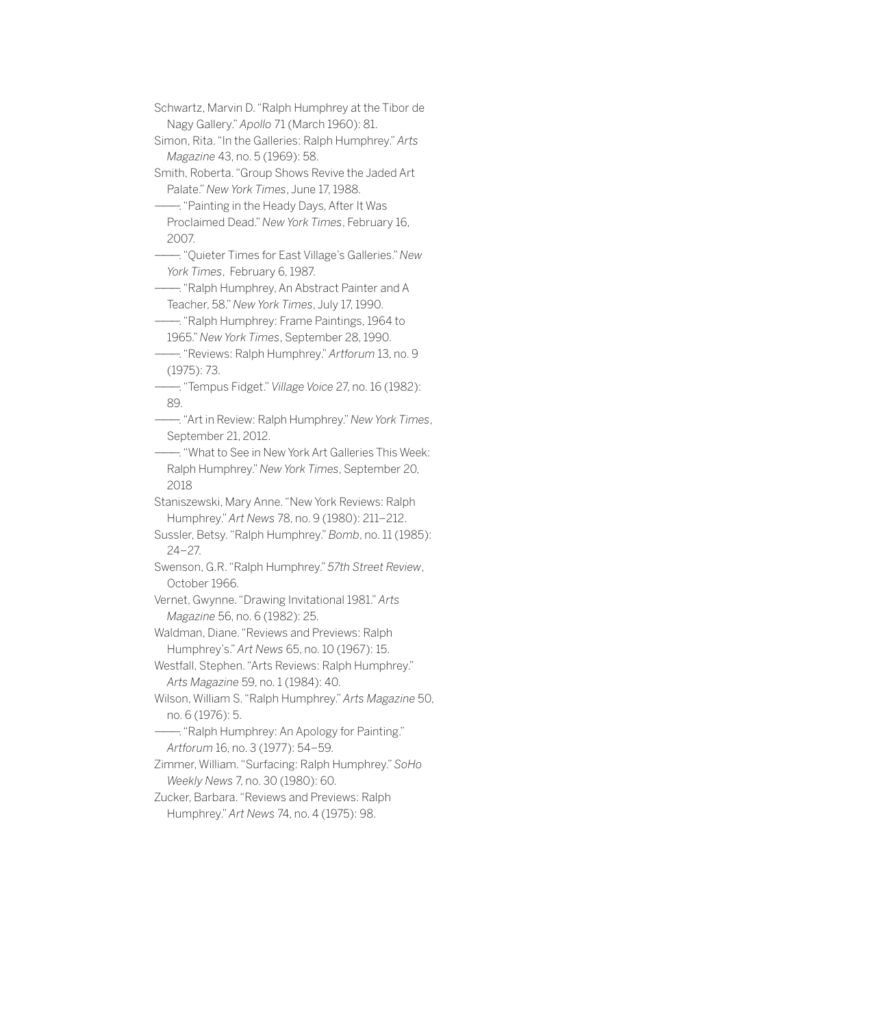Schwartz, Marvin D. "Ralph Humphrey at the Tibor de Nagy Gallery." *Apollo* 71 (March 1960): 81.

Simon, Rita. "In the Galleries: Ralph Humphrey." *Arts Magazine* 43, no. 5 (1969): 58.

Smith, Roberta. "Group Shows Revive the Jaded Art Palate." *New York Times*, June 17, 1988.

———. "Painting in the Heady Days, After It Was Proclaimed Dead." *New York Times*, February 16, 2007.

———. "Quieter Times for East Village's Galleries." *New York Times*, February 6, 1987.

———. "Ralph Humphrey, An Abstract Painter and A Teacher, 58." *New York Times*, July 17, 1990.

———. "Ralph Humphrey: Frame Paintings, 1964 to 1965." *New York Times*, September 28, 1990.

———. "Reviews: Ralph Humphrey." *Artforum* 13, no. 9 (1975): 73.

———. "Tempus Fidget." *Village Voice* 27, no. 16 (1982): 89.

———. "Art in Review: Ralph Humphrey." *New York Times*, September 21, 2012.

———. "What to See in New York Art Galleries This Week: Ralph Humphrey." *New York Times*, September 20, 2018

Staniszewski, Mary Anne. "New York Reviews: Ralph Humphrey." *Art News* 78, no. 9 (1980): 211–212.

Sussler, Betsy. "Ralph Humphrey." *Bomb*, no. 11 (1985): 24–27.

Swenson, G.R. "Ralph Humphrey." *57th Street Review*, October 1966.

Vernet, Gwynne. "Drawing Invitational 1981." *Arts Magazine* 56, no. 6 (1982): 25.

Waldman, Diane. "Reviews and Previews: Ralph Humphrey's." *Art News* 65, no. 10 (1967): 15.

Westfall, Stephen. "Arts Reviews: Ralph Humphrey." *Arts Magazine* 59, no. 1 (1984): 40.

Wilson, William S. "Ralph Humphrey." *Arts Magazine* 50, no. 6 (1976): 5.

———. "Ralph Humphrey: An Apology for Painting." *Artforum* 16, no. 3 (1977): 54–59.

Zimmer, William. "Surfacing: Ralph Humphrey." *SoHo Weekly News* 7, no. 30 (1980): 60.

Zucker, Barbara. "Reviews and Previews: Ralph Humphrey." *Art News* 74, no. 4 (1975): 98.